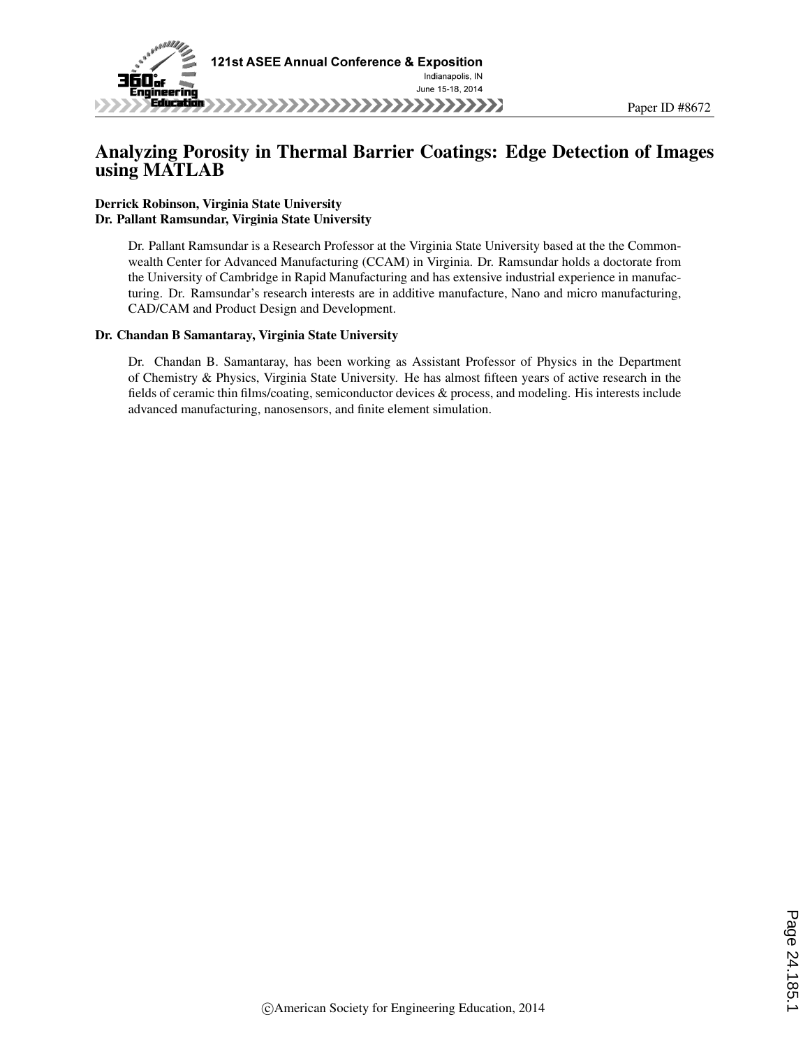# Analyzing Porosity in Thermal Barrier Coatings: Edge Detection of Images using MATLAB

**Derrick Robinson, Virginia State University**
**Dr. Pallant Ramsundar, Virginia State University**

Dr. Pallant Ramsundar is a Research Professor at the Virginia State University based at the the Commonwealth Center for Advanced Manufacturing (CCAM) in Virginia. Dr. Ramsundar holds a doctorate from the University of Cambridge in Rapid Manufacturing and has extensive industrial experience in manufacturing. Dr. Ramsundar's research interests are in additive manufacture, Nano and micro manufacturing, CAD/CAM and Product Design and Development.

**Dr. Chandan B Samantaray, Virginia State University**

Dr. Chandan B. Samantaray, has been working as Assistant Professor of Physics in the Department of Chemistry & Physics, Virginia State University. He has almost fifteen years of active research in the fields of ceramic thin films/coating, semiconductor devices & process, and modeling. His interests include advanced manufacturing, nanosensors, and finite element simulation.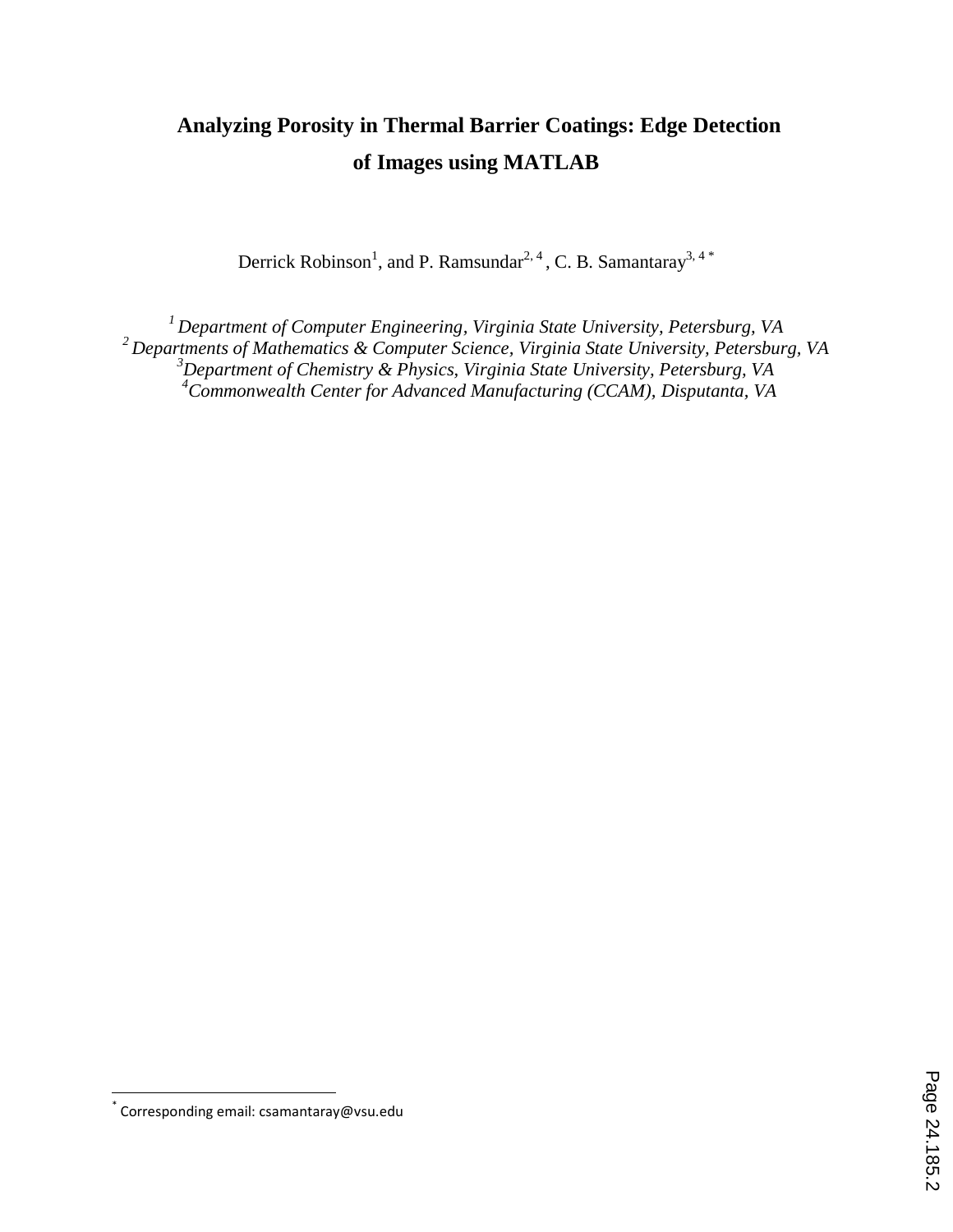# Analyzing Porosity in Thermal Barrier Coatings: Edge Detection of Images using MATLAB

Derrick Robinson[1], and P. Ramsundar[2, 4], C. B. Samantaray[3, 4 *]

*[1] Department of Computer Engineering, Virginia State University, Petersburg, VA*
*[2] Departments of Mathematics & Computer Science, Virginia State University, Petersburg, VA*
*[3] Department of Chemistry & Physics, Virginia State University, Petersburg, VA*
*[4] Commonwealth Center for Advanced Manufacturing (CCAM), Disputanta, VA*

[*] Corresponding email: csamantaray@vsu.edu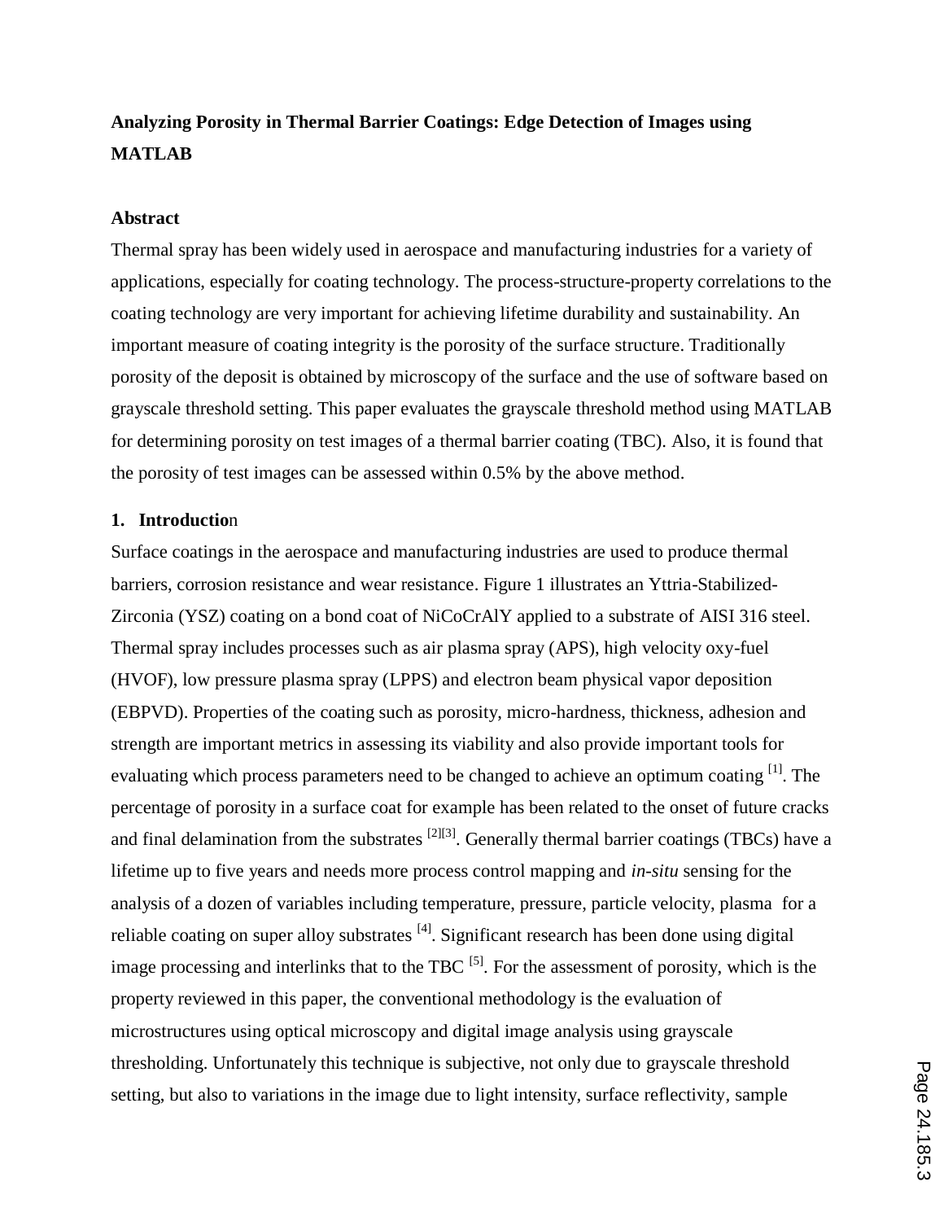**Analyzing Porosity in Thermal Barrier Coatings: Edge Detection of Images using MATLAB**

**Abstract**

Thermal spray has been widely used in aerospace and manufacturing industries for a variety of applications, especially for coating technology. The process-structure-property correlations to the coating technology are very important for achieving lifetime durability and sustainability. An important measure of coating integrity is the porosity of the surface structure. Traditionally porosity of the deposit is obtained by microscopy of the surface and the use of software based on grayscale threshold setting. This paper evaluates the grayscale threshold method using MATLAB for determining porosity on test images of a thermal barrier coating (TBC). Also, it is found that the porosity of test images can be assessed within 0.5% by the above method.

**1. Introduction**

Surface coatings in the aerospace and manufacturing industries are used to produce thermal barriers, corrosion resistance and wear resistance. Figure 1 illustrates an Yttria-Stabilized-Zirconia (YSZ) coating on a bond coat of NiCoCrAlY applied to a substrate of AISI 316 steel. Thermal spray includes processes such as air plasma spray (APS), high velocity oxy-fuel (HVOF), low pressure plasma spray (LPPS) and electron beam physical vapor deposition (EBPVD). Properties of the coating such as porosity, micro-hardness, thickness, adhesion and strength are important metrics in assessing its viability and also provide important tools for evaluating which process parameters need to be changed to achieve an optimum coating [1]. The percentage of porosity in a surface coat for example has been related to the onset of future cracks and final delamination from the substrates [2][3]. Generally thermal barrier coatings (TBCs) have a lifetime up to five years and needs more process control mapping and *in-situ* sensing for the analysis of a dozen of variables including temperature, pressure, particle velocity, plasma for a reliable coating on super alloy substrates [4]. Significant research has been done using digital image processing and interlinks that to the TBC [5]. For the assessment of porosity, which is the property reviewed in this paper, the conventional methodology is the evaluation of microstructures using optical microscopy and digital image analysis using grayscale thresholding. Unfortunately this technique is subjective, not only due to grayscale threshold setting, but also to variations in the image due to light intensity, surface reflectivity, sample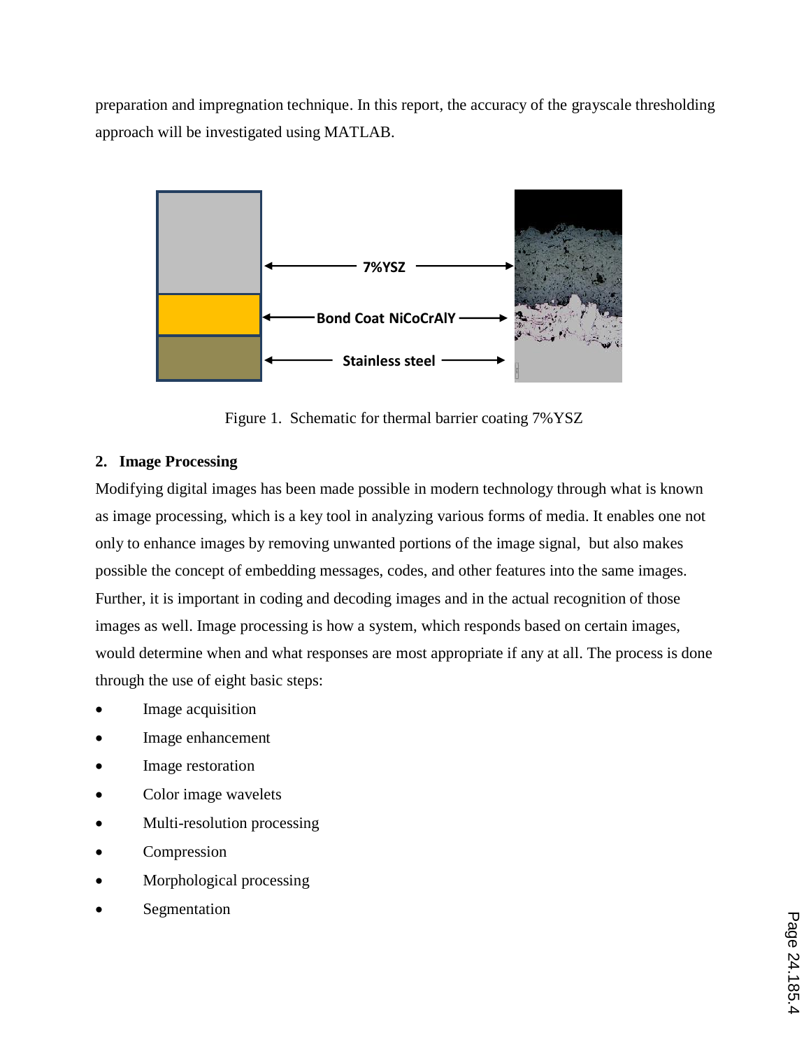preparation and impregnation technique. In this report, the accuracy of the grayscale thresholding approach will be investigated using MATLAB.

Figure 1. Schematic for thermal barrier coating 7%YSZ

## 2. Image Processing

Modifying digital images has been made possible in modern technology through what is known as image processing, which is a key tool in analyzing various forms of media. It enables one not only to enhance images by removing unwanted portions of the image signal, but also makes possible the concept of embedding messages, codes, and other features into the same images. Further, it is important in coding and decoding images and in the actual recognition of those images as well. Image processing is how a system, which responds based on certain images, would determine when and what responses are most appropriate if any at all. The process is done through the use of eight basic steps:

- Image acquisition
- Image enhancement
- Image restoration
- Color image wavelets
- Multi-resolution processing
- Compression
- Morphological processing
- Segmentation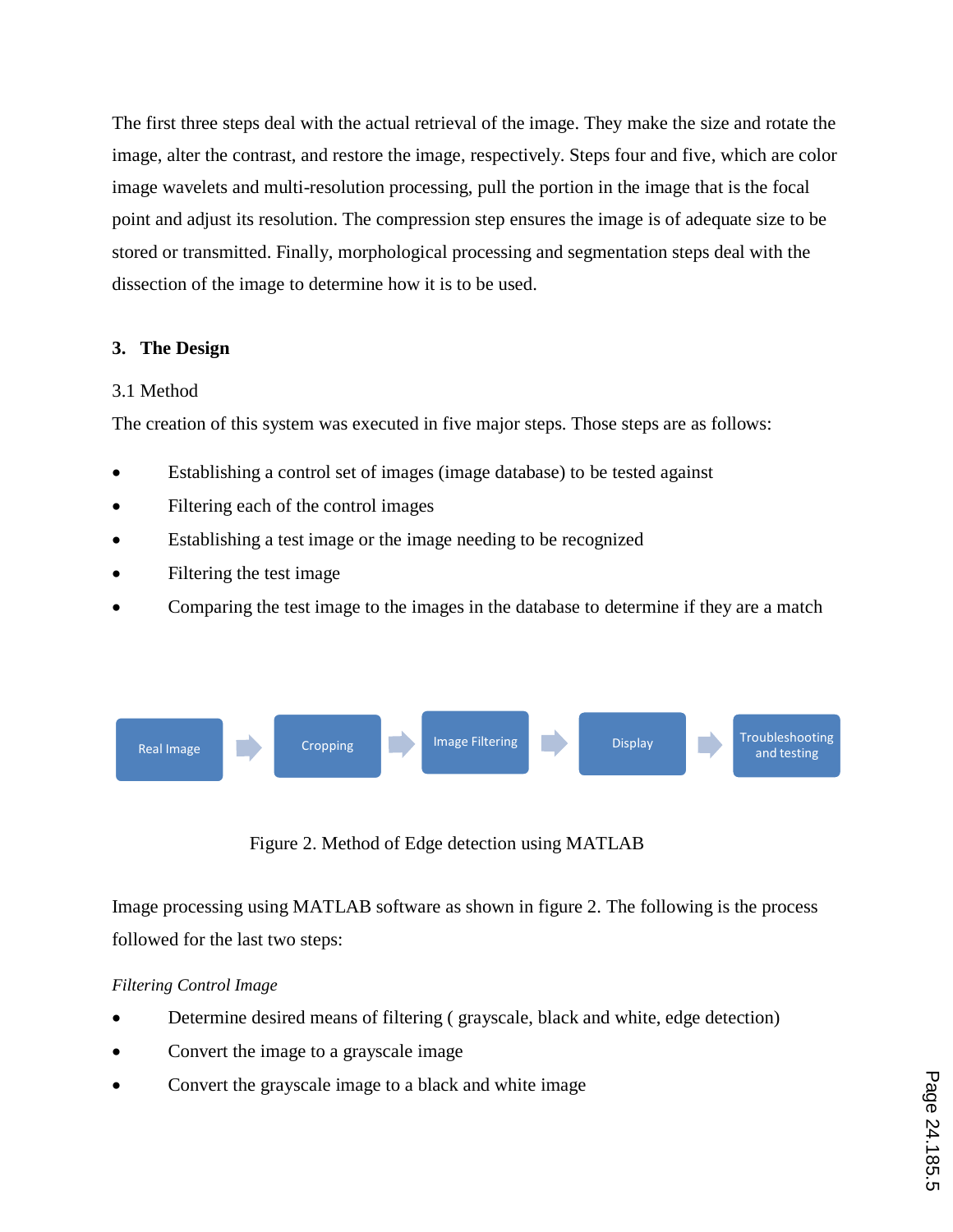The first three steps deal with the actual retrieval of the image. They make the size and rotate the image, alter the contrast, and restore the image, respectively. Steps four and five, which are color image wavelets and multi-resolution processing, pull the portion in the image that is the focal point and adjust its resolution. The compression step ensures the image is of adequate size to be stored or transmitted. Finally, morphological processing and segmentation steps deal with the dissection of the image to determine how it is to be used.

## 3. The Design

### 3.1 Method

The creation of this system was executed in five major steps. Those steps are as follows:

- Establishing a control set of images (image database) to be tested against
- Filtering each of the control images
- Establishing a test image or the image needing to be recognized
- Filtering the test image
- Comparing the test image to the images in the database to determine if they are a match

Real Image → Cropping → Image Filtering → Display → Troubleshooting and testing

Figure 2. Method of Edge detection using MATLAB

Image processing using MATLAB software as shown in figure 2. The following is the process followed for the last two steps:

*Filtering Control Image*

- Determine desired means of filtering ( grayscale, black and white, edge detection)
- Convert the image to a grayscale image
- Convert the grayscale image to a black and white image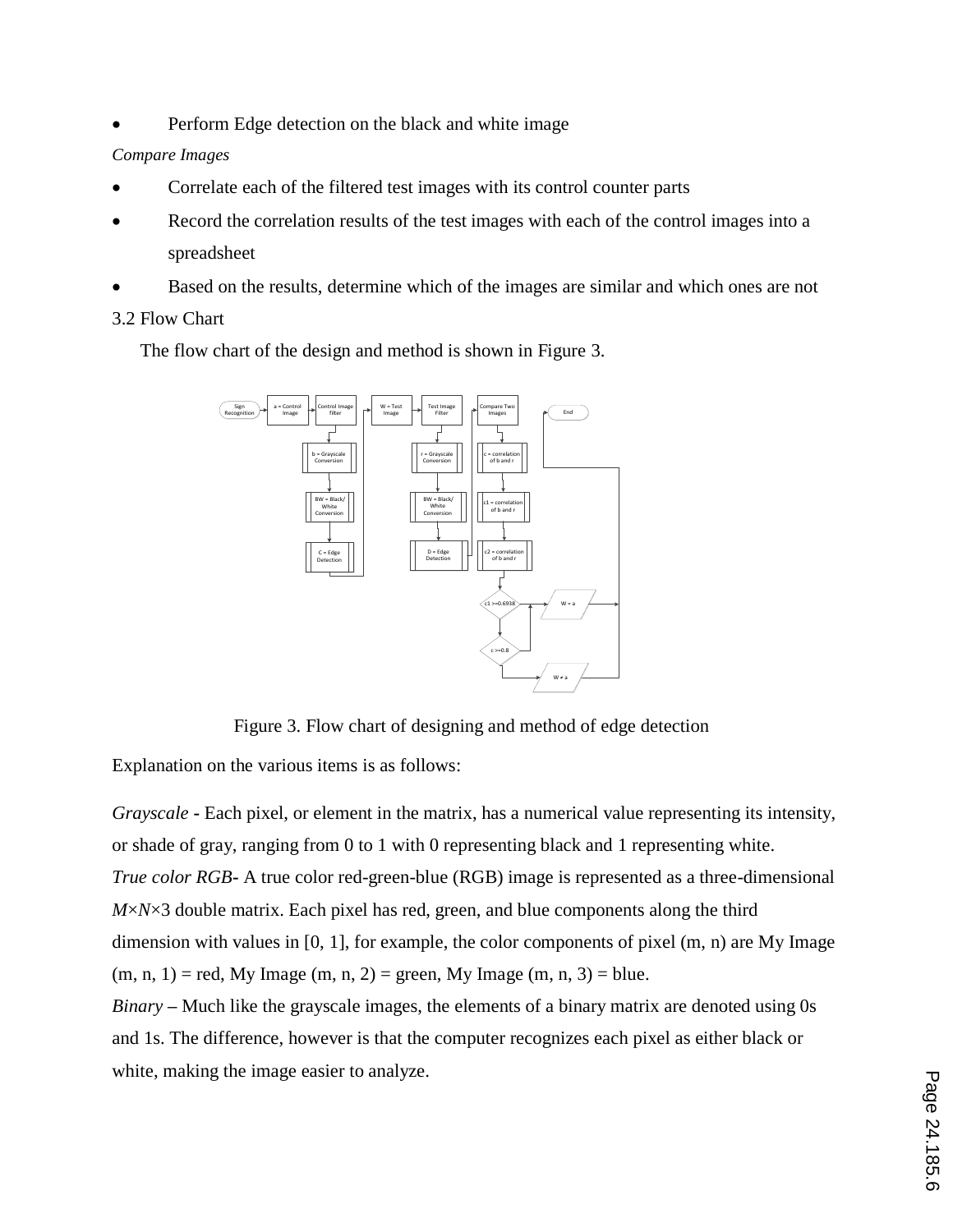- Perform Edge detection on the black and white image

*Compare Images*

- Correlate each of the filtered test images with its control counter parts
- Record the correlation results of the test images with each of the control images into a spreadsheet
- Based on the results, determine which of the images are similar and which ones are not

3.2 Flow Chart

The flow chart of the design and method is shown in Figure 3.

Figure 3. Flow chart of designing and method of edge detection

Explanation on the various items is as follows:

*Grayscale* - Each pixel, or element in the matrix, has a numerical value representing its intensity, or shade of gray, ranging from 0 to 1 with 0 representing black and 1 representing white.

*True color RGB*- A true color red-green-blue (RGB) image is represented as a three-dimensional $M \times N \times 3$ double matrix. Each pixel has red, green, and blue components along the third dimension with values in [0, 1], for example, the color components of pixel (m, n) are My Image (m, n, 1) = red, My Image (m, n, 2) = green, My Image (m, n, 3) = blue.

*Binary* – Much like the grayscale images, the elements of a binary matrix are denoted using 0s and 1s. The difference, however is that the computer recognizes each pixel as either black or white, making the image easier to analyze.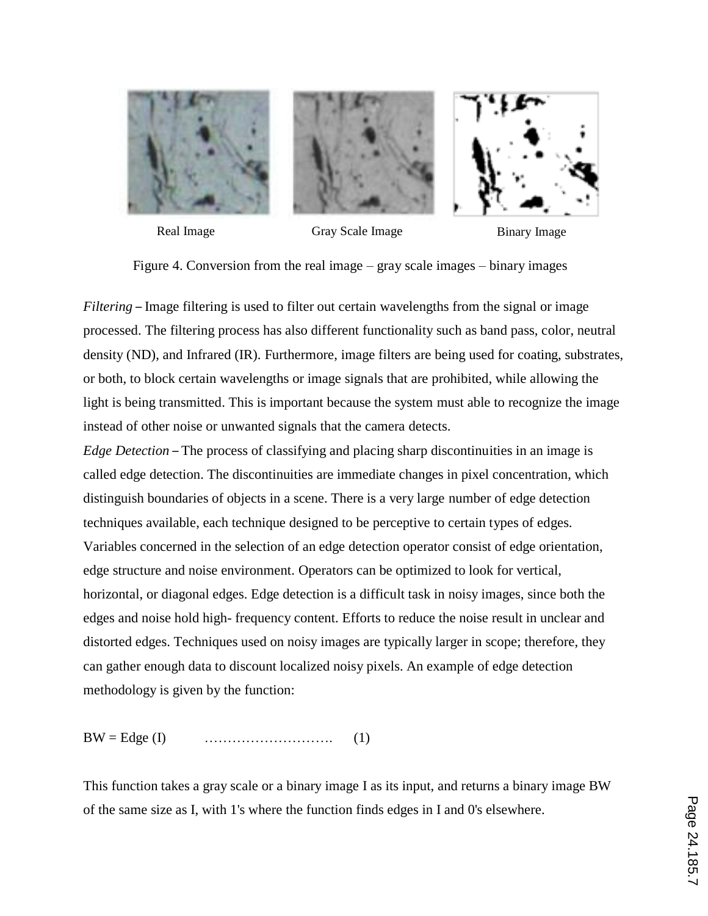Real Image Gray Scale Image Binary Image

Figure 4. Conversion from the real image – gray scale images – binary images

*Filtering* – Image filtering is used to filter out certain wavelengths from the signal or image processed. The filtering process has also different functionality such as band pass, color, neutral density (ND), and Infrared (IR). Furthermore, image filters are being used for coating, substrates, or both, to block certain wavelengths or image signals that are prohibited, while allowing the light is being transmitted. This is important because the system must able to recognize the image instead of other noise or unwanted signals that the camera detects.

*Edge Detection* – The process of classifying and placing sharp discontinuities in an image is called edge detection. The discontinuities are immediate changes in pixel concentration, which distinguish boundaries of objects in a scene. There is a very large number of edge detection techniques available, each technique designed to be perceptive to certain types of edges. Variables concerned in the selection of an edge detection operator consist of edge orientation, edge structure and noise environment. Operators can be optimized to look for vertical, horizontal, or diagonal edges. Edge detection is a difficult task in noisy images, since both the edges and noise hold high- frequency content. Efforts to reduce the noise result in unclear and distorted edges. Techniques used on noisy images are typically larger in scope; therefore, they can gather enough data to discount localized noisy pixels. An example of edge detection methodology is given by the function:

$$BW = \text{Edge}(I) \qquad (1)$$

This function takes a gray scale or a binary image I as its input, and returns a binary image BW of the same size as I, with 1's where the function finds edges in I and 0's elsewhere.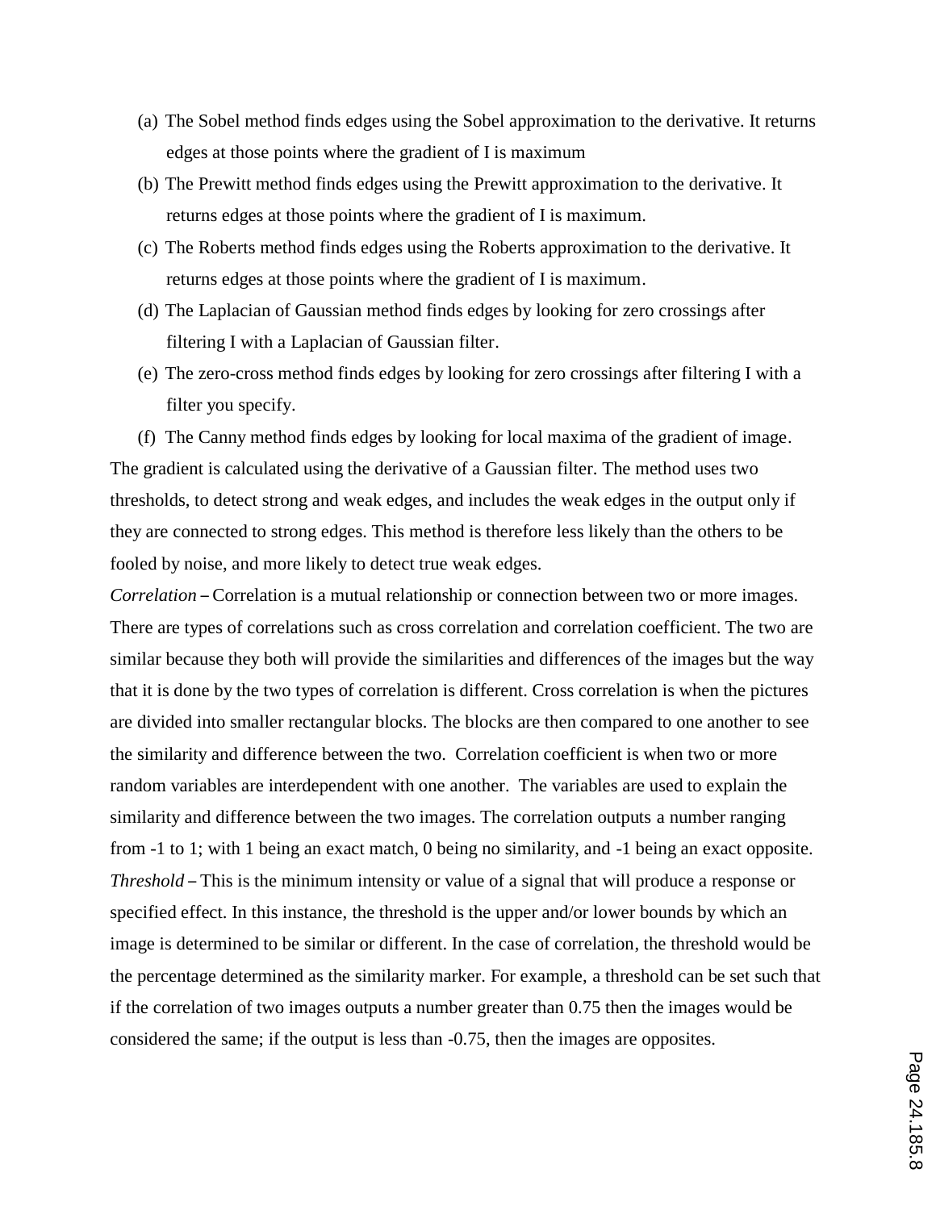(a) The Sobel method finds edges using the Sobel approximation to the derivative. It returns edges at those points where the gradient of I is maximum

(b) The Prewitt method finds edges using the Prewitt approximation to the derivative. It returns edges at those points where the gradient of I is maximum.

(c) The Roberts method finds edges using the Roberts approximation to the derivative. It returns edges at those points where the gradient of I is maximum.

(d) The Laplacian of Gaussian method finds edges by looking for zero crossings after filtering I with a Laplacian of Gaussian filter.

(e) The zero-cross method finds edges by looking for zero crossings after filtering I with a filter you specify.

(f) The Canny method finds edges by looking for local maxima of the gradient of image. The gradient is calculated using the derivative of a Gaussian filter. The method uses two thresholds, to detect strong and weak edges, and includes the weak edges in the output only if they are connected to strong edges. This method is therefore less likely than the others to be fooled by noise, and more likely to detect true weak edges.

*Correlation* – Correlation is a mutual relationship or connection between two or more images. There are types of correlations such as cross correlation and correlation coefficient. The two are similar because they both will provide the similarities and differences of the images but the way that it is done by the two types of correlation is different. Cross correlation is when the pictures are divided into smaller rectangular blocks. The blocks are then compared to one another to see the similarity and difference between the two. Correlation coefficient is when two or more random variables are interdependent with one another. The variables are used to explain the similarity and difference between the two images. The correlation outputs a number ranging from -1 to 1; with 1 being an exact match, 0 being no similarity, and -1 being an exact opposite.

*Threshold* – This is the minimum intensity or value of a signal that will produce a response or specified effect. In this instance, the threshold is the upper and/or lower bounds by which an image is determined to be similar or different. In the case of correlation, the threshold would be the percentage determined as the similarity marker. For example, a threshold can be set such that if the correlation of two images outputs a number greater than 0.75 then the images would be considered the same; if the output is less than -0.75, then the images are opposites.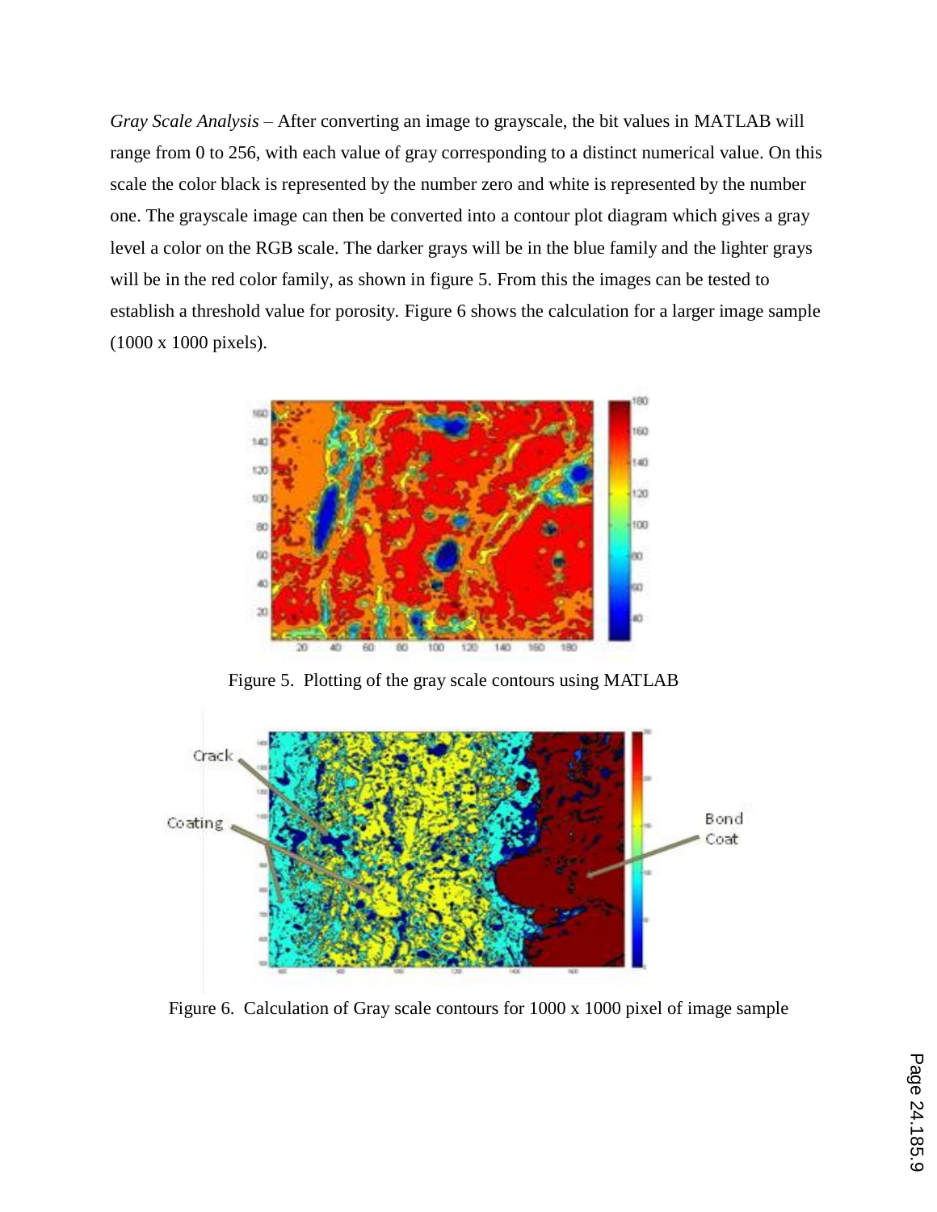*Gray Scale Analysis* – After converting an image to grayscale, the bit values in MATLAB will range from 0 to 256, with each value of gray corresponding to a distinct numerical value. On this scale the color black is represented by the number zero and white is represented by the number one. The grayscale image can then be converted into a contour plot diagram which gives a gray level a color on the RGB scale. The darker grays will be in the blue family and the lighter grays will be in the red color family, as shown in figure 5. From this the images can be tested to establish a threshold value for porosity. Figure 6 shows the calculation for a larger image sample (1000 x 1000 pixels).

Figure 5. Plotting of the gray scale contours using MATLAB

Figure 6. Calculation of Gray scale contours for 1000 x 1000 pixel of image sample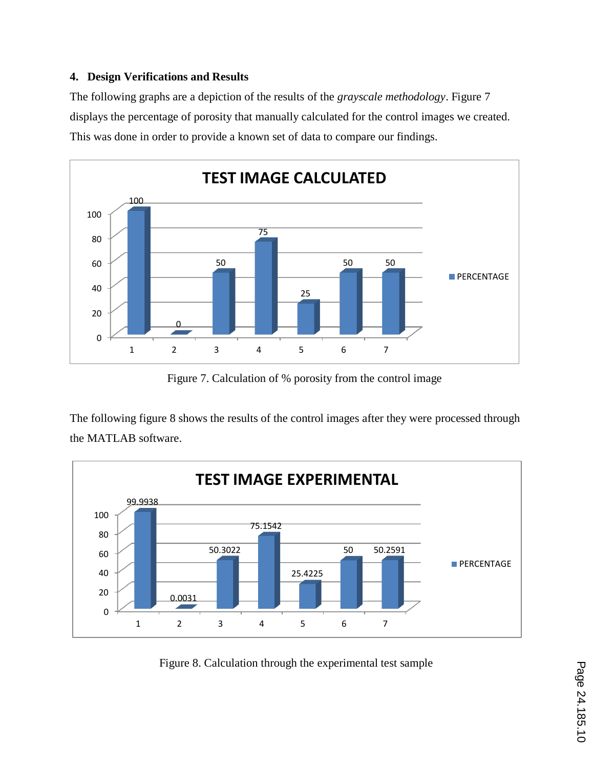## 4. Design Verifications and Results

The following graphs are a depiction of the results of the *grayscale methodology*. Figure 7 displays the percentage of porosity that manually calculated for the control images we created. This was done in order to provide a known set of data to compare our findings.

**TEST IMAGE CALCULATED**

| | 1 | 2 | 3 | 4 | 5 | 6 | 7 |
|---|---|---|---|---|---|---|---|
| PERCENTAGE | 100 | 0 | 50 | 75 | 25 | 50 | 50 |

Figure 7. Calculation of % porosity from the control image

The following figure 8 shows the results of the control images after they were processed through the MATLAB software.

**TEST IMAGE EXPERIMENTAL**

| | 1 | 2 | 3 | 4 | 5 | 6 | 7 |
|---|---|---|---|---|---|---|---|
| PERCENTAGE | 99.9938 | 0.0031 | 50.3022 | 75.1542 | 25.4225 | 50 | 50.2591 |

Figure 8. Calculation through the experimental test sample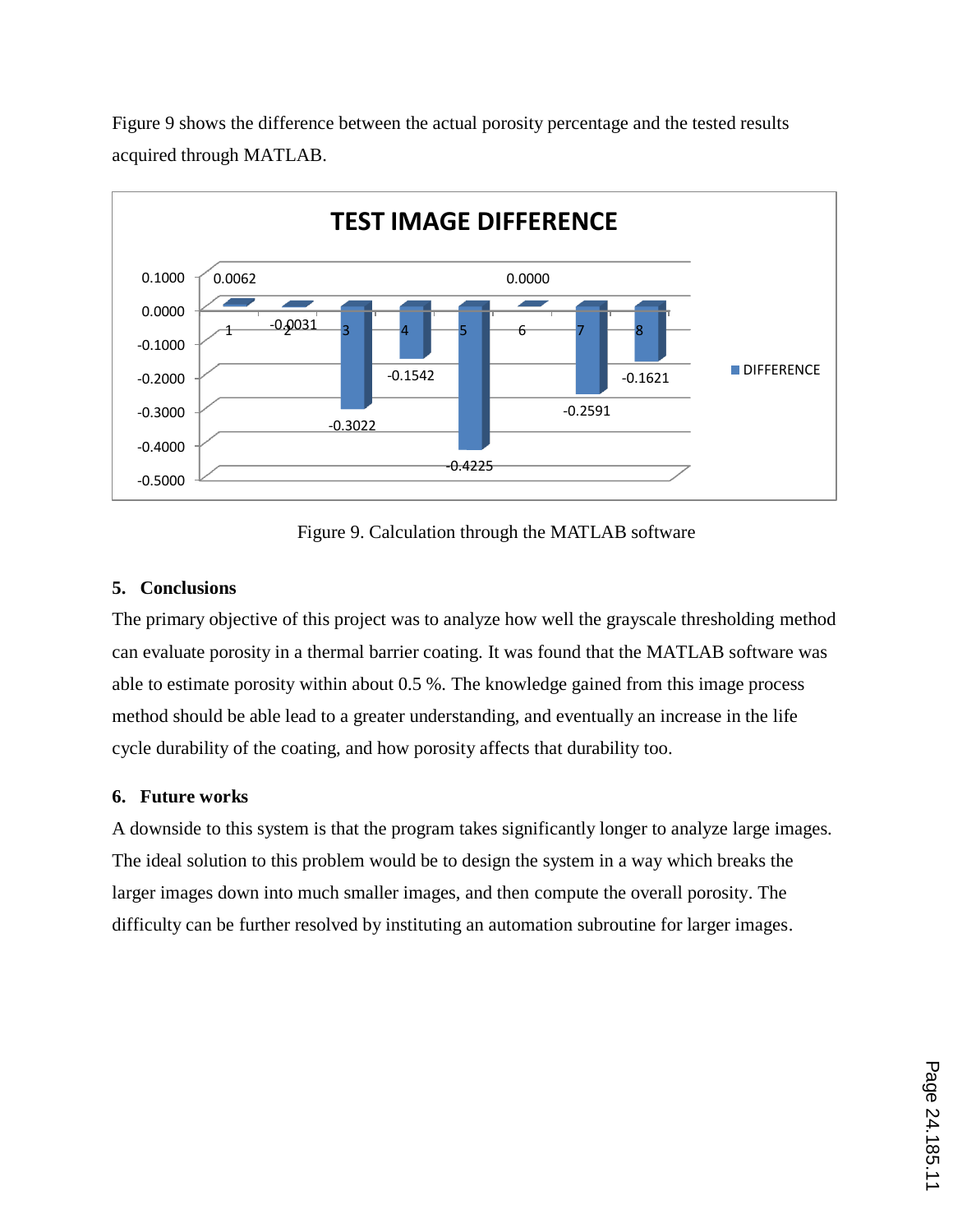Figure 9 shows the difference between the actual porosity percentage and the tested results acquired through MATLAB.

Figure 9. Calculation through the MATLAB software

### 5. Conclusions

The primary objective of this project was to analyze how well the grayscale thresholding method can evaluate porosity in a thermal barrier coating. It was found that the MATLAB software was able to estimate porosity within about 0.5 %. The knowledge gained from this image process method should be able lead to a greater understanding, and eventually an increase in the life cycle durability of the coating, and how porosity affects that durability too.

### 6. Future works

A downside to this system is that the program takes significantly longer to analyze large images. The ideal solution to this problem would be to design the system in a way which breaks the larger images down into much smaller images, and then compute the overall porosity. The difficulty can be further resolved by instituting an automation subroutine for larger images.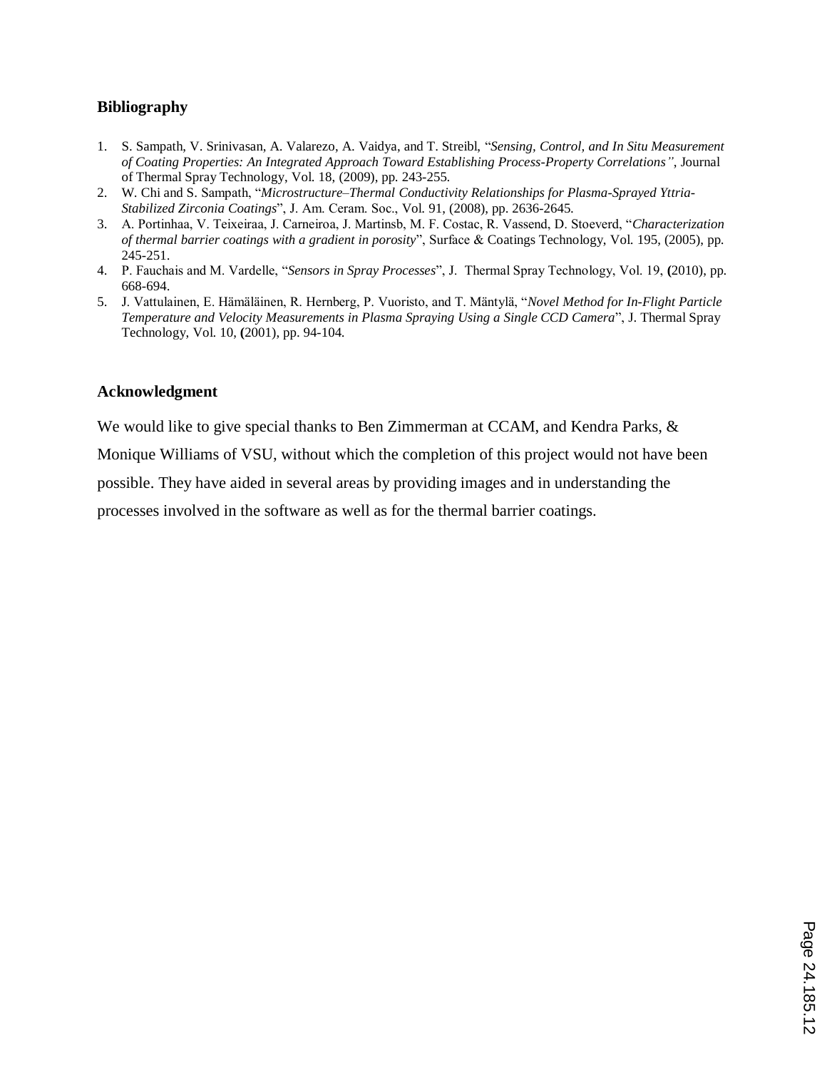## Bibliography

1. S. Sampath, V. Srinivasan, A. Valarezo, A. Vaidya, and T. Streibl, "*Sensing, Control, and In Situ Measurement of Coating Properties: An Integrated Approach Toward Establishing Process-Property Correlations"*, Journal of Thermal Spray Technology, Vol. 18, (2009), pp. 243-255.
2. W. Chi and S. Sampath, "*Microstructure–Thermal Conductivity Relationships for Plasma-Sprayed Yttria-Stabilized Zirconia Coatings*", J. Am. Ceram. Soc., Vol. 91, (2008), pp. 2636-2645.
3. A. Portinhaa, V. Teixeiraa, J. Carneiroa, J. Martinsb, M. F. Costac, R. Vassend, D. Stoeverd, "*Characterization of thermal barrier coatings with a gradient in porosity*", Surface & Coatings Technology, Vol. 195, (2005), pp. 245-251.
4. P. Fauchais and M. Vardelle, "*Sensors in Spray Processes*", J. Thermal Spray Technology, Vol. 19, **(**2010), pp. 668-694.
5. J. Vattulainen, E. Hämäläinen, R. Hernberg, P. Vuoristo, and T. Mäntylä, "*Novel Method for In-Flight Particle Temperature and Velocity Measurements in Plasma Spraying Using a Single CCD Camera*", J. Thermal Spray Technology, Vol. 10, **(**2001), pp. 94-104.

## Acknowledgment

We would like to give special thanks to Ben Zimmerman at CCAM, and Kendra Parks, & Monique Williams of VSU, without which the completion of this project would not have been possible. They have aided in several areas by providing images and in understanding the processes involved in the software as well as for the thermal barrier coatings.